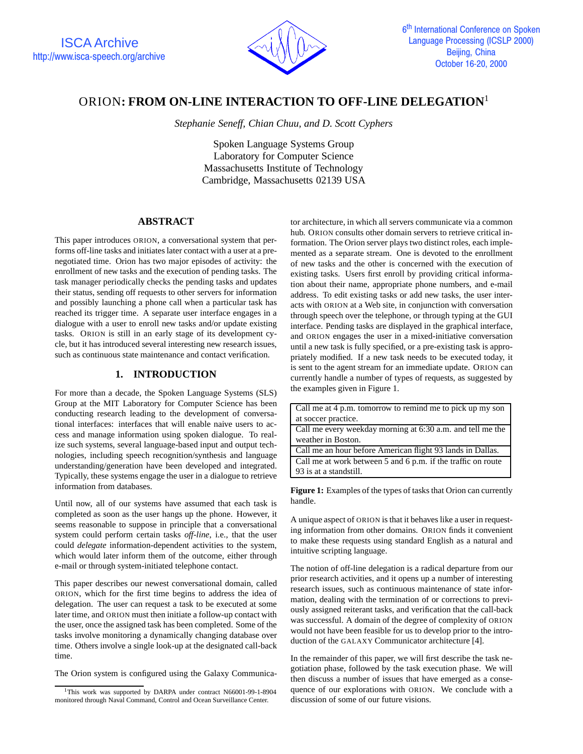# ORION: FROM ON-LINE INTERACTION TO OFF-LINE DELEGATION[1]

*Stephanie Seneff, Chian Chuu, and D. Scott Cyphers*

Spoken Language Systems Group
Laboratory for Computer Science
Massachusetts Institute of Technology
Cambridge, Massachusetts 02139 USA

## ABSTRACT

This paper introduces ORION, a conversational system that performs off-line tasks and initiates later contact with a user at a pre-negotiated time. Orion has two major episodes of activity: the enrollment of new tasks and the execution of pending tasks. The task manager periodically checks the pending tasks and updates their status, sending off requests to other servers for information and possibly launching a phone call when a particular task has reached its trigger time. A separate user interface engages in a dialogue with a user to enroll new tasks and/or update existing tasks. ORION is still in an early stage of its development cycle, but it has introduced several interesting new research issues, such as continuous state maintenance and contact verification.

## 1. INTRODUCTION

For more than a decade, the Spoken Language Systems (SLS) Group at the MIT Laboratory for Computer Science has been conducting research leading to the development of conversational interfaces: interfaces that will enable naive users to access and manage information using spoken dialogue. To realize such systems, several language-based input and output technologies, including speech recognition/synthesis and language understanding/generation have been developed and integrated. Typically, these systems engage the user in a dialogue to retrieve information from databases.

Until now, all of our systems have assumed that each task is completed as soon as the user hangs up the phone. However, it seems reasonable to suppose in principle that a conversational system could perform certain tasks *off-line*, i.e., that the user could *delegate* information-dependent activities to the system, which would later inform them of the outcome, either through e-mail or through system-initiated telephone contact.

This paper describes our newest conversational domain, called ORION, which for the first time begins to address the idea of delegation. The user can request a task to be executed at some later time, and ORION must then initiate a follow-up contact with the user, once the assigned task has been completed. Some of the tasks involve monitoring a dynamically changing database over time. Others involve a single look-up at the designated call-back time.

The Orion system is configured using the Galaxy Communicator architecture, in which all servers communicate via a common hub. ORION consults other domain servers to retrieve critical information. The Orion server plays two distinct roles, each implemented as a separate stream. One is devoted to the enrollment of new tasks and the other is concerned with the execution of existing tasks. Users first enroll by providing critical information about their name, appropriate phone numbers, and e-mail address. To edit existing tasks or add new tasks, the user interacts with ORION at a Web site, in conjunction with conversation through speech over the telephone, or through typing at the GUI interface. Pending tasks are displayed in the graphical interface, and ORION engages the user in a mixed-initiative conversation until a new task is fully specified, or a pre-existing task is appropriately modified. If a new task needs to be executed today, it is sent to the agent stream for an immediate update. ORION can currently handle a number of types of requests, as suggested by the examples given in Figure 1.

| |
|---|
| Call me at 4 p.m. tomorrow to remind me to pick up my son at soccer practice. |
| Call me every weekday morning at 6:30 a.m. and tell me the weather in Boston. |
| Call me an hour before American flight 93 lands in Dallas. |
| Call me at work between 5 and 6 p.m. if the traffic on route 93 is at a standstill. |

**Figure 1:** Examples of the types of tasks that Orion can currently handle.

A unique aspect of ORION is that it behaves like a user in requesting information from other domains. ORION finds it convenient to make these requests using standard English as a natural and intuitive scripting language.

The notion of off-line delegation is a radical departure from our prior research activities, and it opens up a number of interesting research issues, such as continuous maintenance of state information, dealing with the termination of or corrections to previously assigned reiterant tasks, and verification that the call-back was successful. A domain of the degree of complexity of ORION would not have been feasible for us to develop prior to the introduction of the GALAXY Communicator architecture [4].

In the remainder of this paper, we will first describe the task negotiation phase, followed by the task execution phase. We will then discuss a number of issues that have emerged as a consequence of our explorations with ORION. We conclude with a discussion of some of our future visions.

[1] This work was supported by DARPA under contract N66001-99-1-8904 monitored through Naval Command, Control and Ocean Surveillance Center.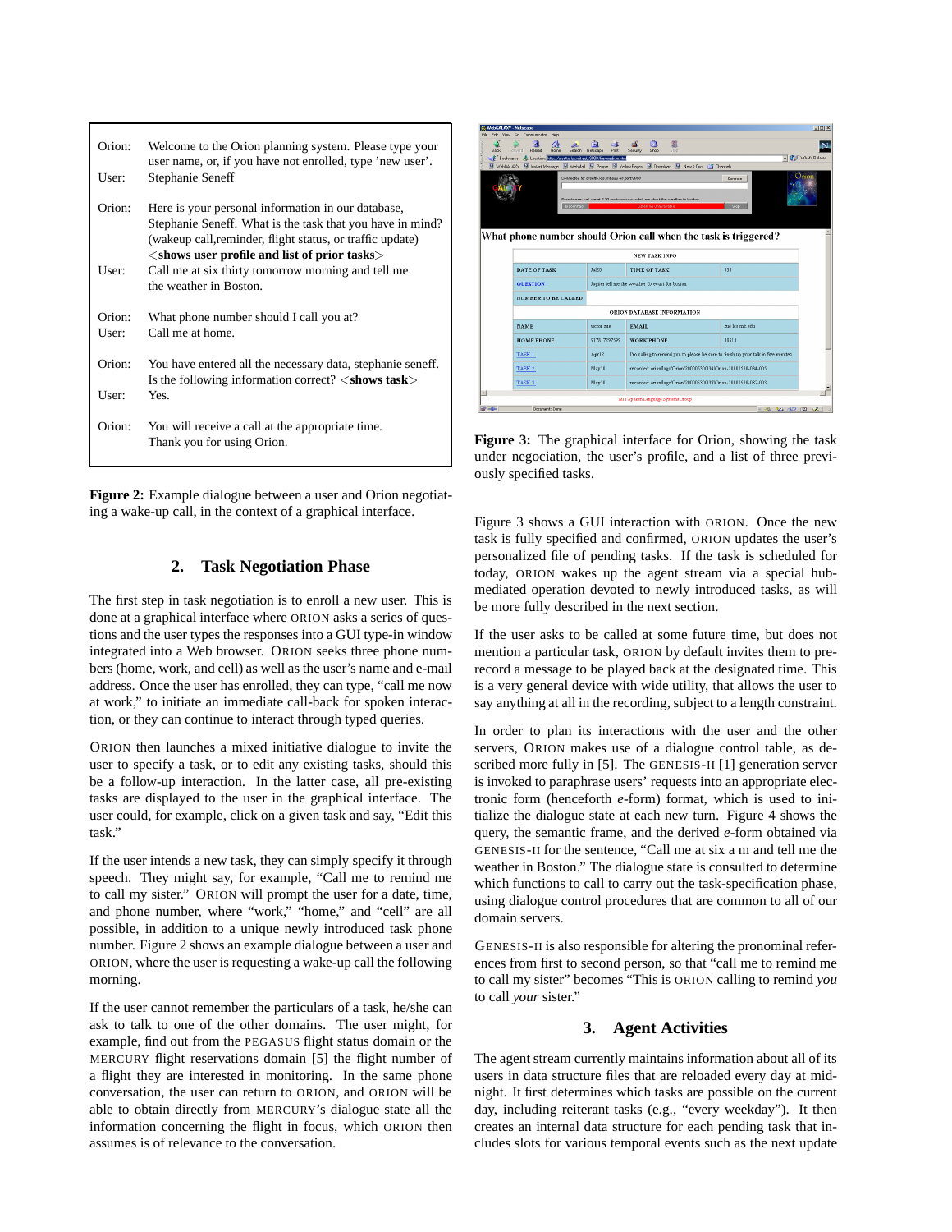| | |
|---|---|
| Orion: | Welcome to the Orion planning system. Please type your user name, or, if you have not enrolled, type 'new user'. |
| User: | Stephanie Seneff |
| Orion: | Here is your personal information in our database, Stephanie Seneff. What is the task that you have in mind? (wakeup call,reminder, flight status, or traffic update) <**shows user profile and list of prior tasks**> |
| User: | Call me at six thirty tomorrow morning and tell me the weather in Boston. |
| Orion: | What phone number should I call you at? |
| User: | Call me at home. |
| Orion: | You have entered all the necessary data, stephanie seneff. Is the following information correct? <**shows task**> |
| User: | Yes. |
| Orion: | You will receive a call at the appropriate time. Thank you for using Orion. |

**Figure 2:** Example dialogue between a user and Orion negotiating a wake-up call, in the context of a graphical interface.

## 2. Task Negotiation Phase

The first step in task negotiation is to enroll a new user. This is done at a graphical interface where ORION asks a series of questions and the user types the responses into a GUI type-in window integrated into a Web browser. ORION seeks three phone numbers (home, work, and cell) as well as the user's name and e-mail address. Once the user has enrolled, they can type, "call me now at work," to initiate an immediate call-back for spoken interaction, or they can continue to interact through typed queries.

ORION then launches a mixed initiative dialogue to invite the user to specify a task, or to edit any existing tasks, should this be a follow-up interaction. In the latter case, all pre-existing tasks are displayed to the user in the graphical interface. The user could, for example, click on a given task and say, "Edit this task."

If the user intends a new task, they can simply specify it through speech. They might say, for example, "Call me to remind me to call my sister." ORION will prompt the user for a date, time, and phone number, where "work," "home," and "cell" are all possible, in addition to a unique newly introduced task phone number. Figure 2 shows an example dialogue between a user and ORION, where the user is requesting a wake-up call the following morning.

If the user cannot remember the particulars of a task, he/she can ask to talk to one of the other domains. The user might, for example, find out from the PEGASUS flight status domain or the MERCURY flight reservations domain [5] the flight number of a flight they are interested in monitoring. In the same phone conversation, the user can return to ORION, and ORION will be able to obtain directly from MERCURY's dialogue state all the information concerning the flight in focus, which ORION then assumes is of relevance to the conversation.

**Figure 3:** The graphical interface for Orion, showing the task under negociation, the user's profile, and a list of three previously specified tasks.

Figure 3 shows a GUI interaction with ORION. Once the new task is fully specified and confirmed, ORION updates the user's personalized file of pending tasks. If the task is scheduled for today, ORION wakes up the agent stream via a special hub-mediated operation devoted to newly introduced tasks, as will be more fully described in the next section.

If the user asks to be called at some future time, but does not mention a particular task, ORION by default invites them to pre-record a message to be played back at the designated time. This is a very general device with wide utility, that allows the user to say anything at all in the recording, subject to a length constraint.

In order to plan its interactions with the user and the other servers, ORION makes use of a dialogue control table, as described more fully in [5]. The GENESIS-II [1] generation server is invoked to paraphrase users' requests into an appropriate electronic form (henceforth *e*-form) format, which is used to initialize the dialogue state at each new turn. Figure 4 shows the query, the semantic frame, and the derived *e*-form obtained via GENESIS-II for the sentence, "Call me at six a m and tell me the weather in Boston." The dialogue state is consulted to determine which functions to call to carry out the task-specification phase, using dialogue control procedures that are common to all of our domain servers.

GENESIS-II is also responsible for altering the pronominal references from first to second person, so that "call me to remind me to call my sister" becomes "This is ORION calling to remind *you* to call *your* sister."

## 3. Agent Activities

The agent stream currently maintains information about all of its users in data structure files that are reloaded every day at midnight. It first determines which tasks are possible on the current day, including reiterant tasks (e.g., "every weekday"). It then creates an internal data structure for each pending task that includes slots for various temporal events such as the next update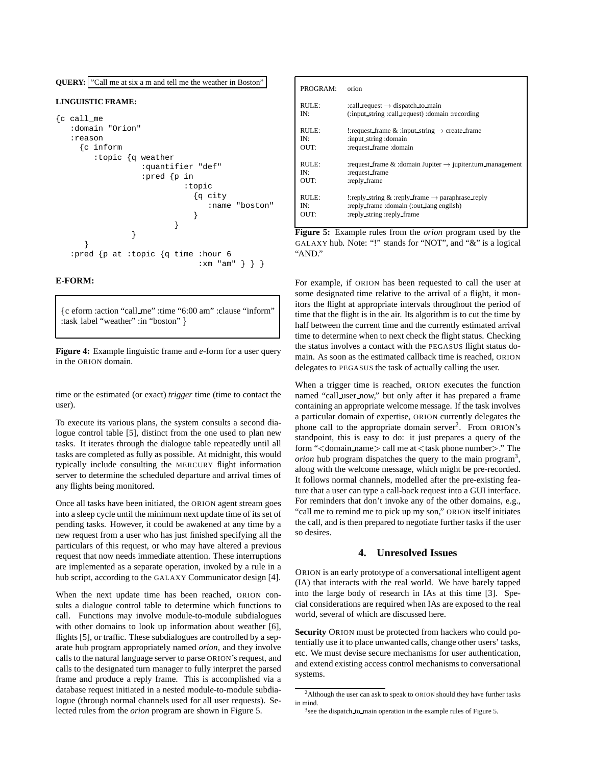**QUERY:** "Call me at six a m and tell me the weather in Boston"

**LINGUISTIC FRAME:**

```
{c call_me
   :domain "Orion"
   :reason
     {c inform
        :topic {q weather
                  :quantifier "def"
                  :pred {p in
                           :topic
                             {q city
                                :name "boston"
                             }
                         }
               }
     }
   :pred {p at :topic {q time :hour 6
                             :xm "am" } } }
```

**E-FORM:**

{c eform :action "call_me" :time "6:00 am" :clause "inform" :task_label "weather" :in "boston" }

**Figure 4:** Example linguistic frame and *e*-form for a user query in the ORION domain.

time or the estimated (or exact) *trigger* time (time to contact the user).

To execute its various plans, the system consults a second dialogue control table [5], distinct from the one used to plan new tasks. It iterates through the dialogue table repeatedly until all tasks are completed as fully as possible. At midnight, this would typically include consulting the MERCURY flight information server to determine the scheduled departure and arrival times of any flights being monitored.

Once all tasks have been initiated, the ORION agent stream goes into a sleep cycle until the minimum next update time of its set of pending tasks. However, it could be awakened at any time by a new request from a user who has just finished specifying all the particulars of this request, or who may have altered a previous request that now needs immediate attention. These interruptions are implemented as a separate operation, invoked by a rule in a hub script, according to the GALAXY Communicator design [4].

When the next update time has been reached, ORION consults a dialogue control table to determine which functions to call. Functions may involve module-to-module subdialogues with other domains to look up information about weather [6], flights [5], or traffic. These subdialogues are controlled by a separate hub program appropriately named *orion*, and they involve calls to the natural language server to parse ORION's request, and calls to the designated turn manager to fully interpret the parsed frame and produce a reply frame. This is accomplished via a database request initiated in a nested module-to-module subdialogue (through normal channels used for all user requests). Selected rules from the *orion* program are shown in Figure 5.

| | |
|---|---|
| PROGRAM: | orion |
| RULE: | :call_request → dispatch_to_main |
| IN: | (:input_string :call_request) :domain :recording |
| RULE: | !:request_frame & :input_string → create_frame |
| IN: | :input_string :domain |
| OUT: | :request_frame :domain |
| RULE: | :request_frame & :domain Jupiter → jupiter.turn_management |
| IN: | :request_frame |
| OUT: | :reply_frame |
| RULE: | !:reply_string & :reply_frame → paraphrase_reply |
| IN: | :reply_frame :domain (:out_lang english) |
| OUT: | :reply_string :reply_frame |

**Figure 5:** Example rules from the *orion* program used by the GALAXY hub. Note: "!" stands for "NOT", and "&" is a logical "AND."

For example, if ORION has been requested to call the user at some designated time relative to the arrival of a flight, it monitors the flight at appropriate intervals throughout the period of time that the flight is in the air. Its algorithm is to cut the time by half between the current time and the currently estimated arrival time to determine when to next check the flight status. Checking the status involves a contact with the PEGASUS flight status domain. As soon as the estimated callback time is reached, ORION delegates to PEGASUS the task of actually calling the user.

When a trigger time is reached, ORION executes the function named "call_user_now," but only after it has prepared a frame containing an appropriate welcome message. If the task involves a particular domain of expertise, ORION currently delegates the phone call to the appropriate domain server[2]. From ORION's standpoint, this is easy to do: it just prepares a query of the form "<domain_name> call me at <task phone number>." The *orion* hub program dispatches the query to the main program[3], along with the welcome message, which might be pre-recorded. It follows normal channels, modelled after the pre-existing feature that a user can type a call-back request into a GUI interface. For reminders that don't invoke any of the other domains, e.g., "call me to remind me to pick up my son," ORION itself initiates the call, and is then prepared to negotiate further tasks if the user so desires.

## 4. Unresolved Issues

ORION is an early prototype of a conversational intelligent agent (IA) that interacts with the real world. We have barely tapped into the large body of research in IAs at this time [3]. Special considerations are required when IAs are exposed to the real world, several of which are discussed here.

**Security** ORION must be protected from hackers who could potentially use it to place unwanted calls, change other users' tasks, etc. We must devise secure mechanisms for user authentication, and extend existing access control mechanisms to conversational systems.

[2]Although the user can ask to speak to ORION should they have further tasks in mind.

[3]see the dispatch_to_main operation in the example rules of Figure 5.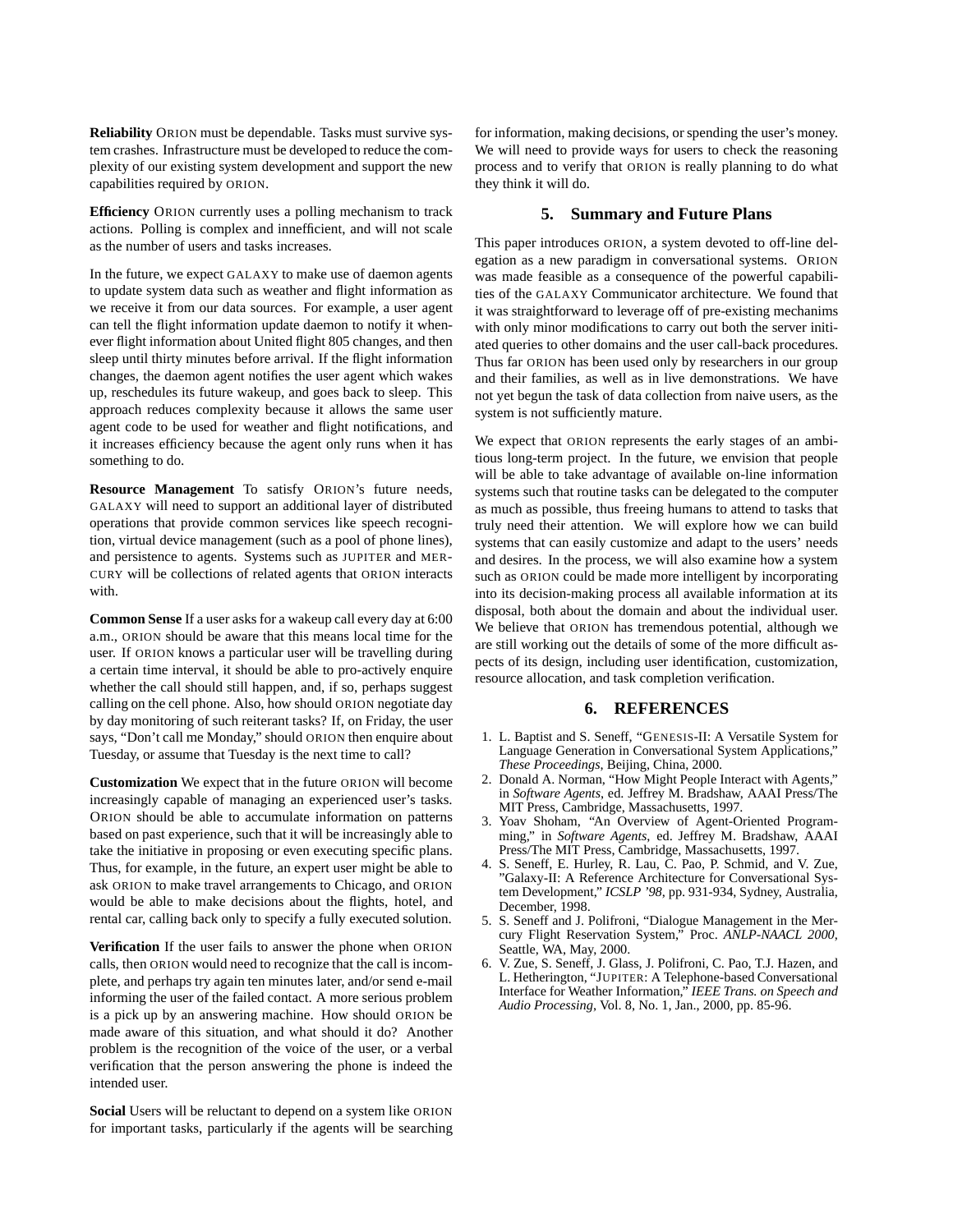**Reliability** ORION must be dependable. Tasks must survive system crashes. Infrastructure must be developed to reduce the complexity of our existing system development and support the new capabilities required by ORION.

**Efficiency** ORION currently uses a polling mechanism to track actions. Polling is complex and innefficient, and will not scale as the number of users and tasks increases.

In the future, we expect GALAXY to make use of daemon agents to update system data such as weather and flight information as we receive it from our data sources. For example, a user agent can tell the flight information update daemon to notify it whenever flight information about United flight 805 changes, and then sleep until thirty minutes before arrival. If the flight information changes, the daemon agent notifies the user agent which wakes up, reschedules its future wakeup, and goes back to sleep. This approach reduces complexity because it allows the same user agent code to be used for weather and flight notifications, and it increases efficiency because the agent only runs when it has something to do.

**Resource Management** To satisfy ORION's future needs, GALAXY will need to support an additional layer of distributed operations that provide common services like speech recognition, virtual device management (such as a pool of phone lines), and persistence to agents. Systems such as JUPITER and MERCURY will be collections of related agents that ORION interacts with.

**Common Sense** If a user asks for a wakeup call every day at 6:00 a.m., ORION should be aware that this means local time for the user. If ORION knows a particular user will be travelling during a certain time interval, it should be able to pro-actively enquire whether the call should still happen, and, if so, perhaps suggest calling on the cell phone. Also, how should ORION negotiate day by day monitoring of such reiterant tasks? If, on Friday, the user says, "Don't call me Monday," should ORION then enquire about Tuesday, or assume that Tuesday is the next time to call?

**Customization** We expect that in the future ORION will become increasingly capable of managing an experienced user's tasks. ORION should be able to accumulate information on patterns based on past experience, such that it will be increasingly able to take the initiative in proposing or even executing specific plans. Thus, for example, in the future, an expert user might be able to ask ORION to make travel arrangements to Chicago, and ORION would be able to make decisions about the flights, hotel, and rental car, calling back only to specify a fully executed solution.

**Verification** If the user fails to answer the phone when ORION calls, then ORION would need to recognize that the call is incomplete, and perhaps try again ten minutes later, and/or send e-mail informing the user of the failed contact. A more serious problem is a pick up by an answering machine. How should ORION be made aware of this situation, and what should it do? Another problem is the recognition of the voice of the user, or a verbal verification that the person answering the phone is indeed the intended user.

**Social** Users will be reluctant to depend on a system like ORION for important tasks, particularly if the agents will be searching for information, making decisions, or spending the user's money. We will need to provide ways for users to check the reasoning process and to verify that ORION is really planning to do what they think it will do.

## 5. Summary and Future Plans

This paper introduces ORION, a system devoted to off-line delegation as a new paradigm in conversational systems. ORION was made feasible as a consequence of the powerful capabilities of the GALAXY Communicator architecture. We found that it was straightforward to leverage off of pre-existing mechanims with only minor modifications to carry out both the server initiated queries to other domains and the user call-back procedures. Thus far ORION has been used only by researchers in our group and their families, as well as in live demonstrations. We have not yet begun the task of data collection from naive users, as the system is not sufficiently mature.

We expect that ORION represents the early stages of an ambitious long-term project. In the future, we envision that people will be able to take advantage of available on-line information systems such that routine tasks can be delegated to the computer as much as possible, thus freeing humans to attend to tasks that truly need their attention. We will explore how we can build systems that can easily customize and adapt to the users' needs and desires. In the process, we will also examine how a system such as ORION could be made more intelligent by incorporating into its decision-making process all available information at its disposal, both about the domain and about the individual user. We believe that ORION has tremendous potential, although we are still working out the details of some of the more difficult aspects of its design, including user identification, customization, resource allocation, and task completion verification.

## 6. REFERENCES

1. L. Baptist and S. Seneff, "GENESIS-II: A Versatile System for Language Generation in Conversational System Applications," *These Proceedings*, Beijing, China, 2000.
2. Donald A. Norman, "How Might People Interact with Agents," in *Software Agents*, ed. Jeffrey M. Bradshaw, AAAI Press/The MIT Press, Cambridge, Massachusetts, 1997.
3. Yoav Shoham, "An Overview of Agent-Oriented Programming," in *Software Agents*, ed. Jeffrey M. Bradshaw, AAAI Press/The MIT Press, Cambridge, Massachusetts, 1997.
4. S. Seneff, E. Hurley, R. Lau, C. Pao, P. Schmid, and V. Zue, "Galaxy-II: A Reference Architecture for Conversational System Development," *ICSLP '98*, pp. 931-934, Sydney, Australia, December, 1998.
5. S. Seneff and J. Polifroni, "Dialogue Management in the Mercury Flight Reservation System," Proc. *ANLP-NAACL 2000*, Seattle, WA, May, 2000.
6. V. Zue, S. Seneff, J. Glass, J. Polifroni, C. Pao, T.J. Hazen, and L. Hetherington, "JUPITER: A Telephone-based Conversational Interface for Weather Information," *IEEE Trans. on Speech and Audio Processing*, Vol. 8, No. 1, Jan., 2000, pp. 85-96.